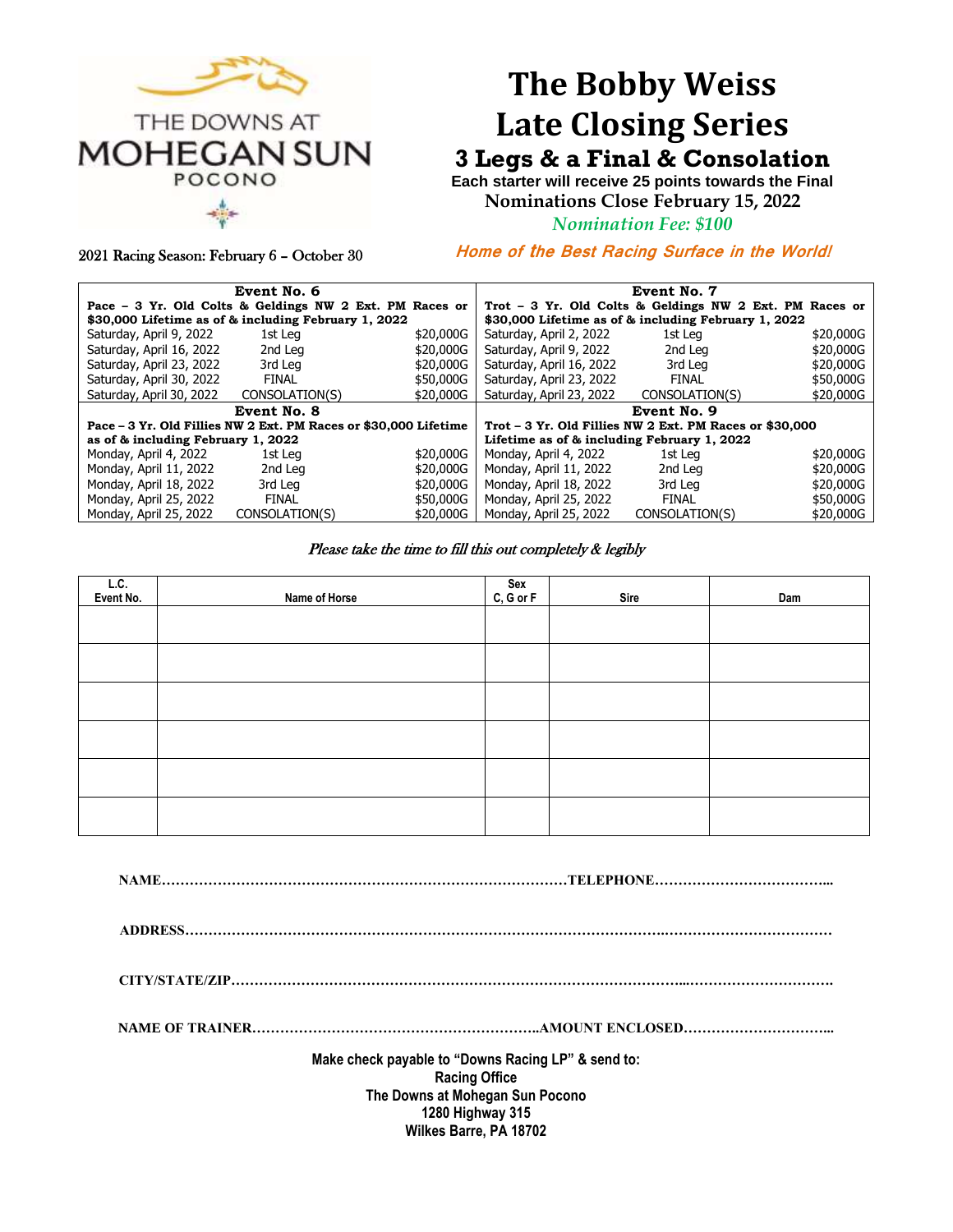THE DOWNS AT
MOHEGAN SUN
POCONO

# The Bobby Weiss Late Closing Series

## 3 Legs & a Final & Consolation

**Each starter will receive 25 points towards the Final**

**Nominations Close February 15, 2022**

*Nomination Fee: $100*

2021 Racing Season: February 6 – October 30

***Home of the Best Racing Surface in the World!***

| Event No. 6 | | | Event No. 7 | | |
|---|---|---|---|---|---|
| **Pace – 3 Yr. Old Colts & Geldings NW 2 Ext. PM Races or $30,000 Lifetime as of & including February 1, 2022** | | | **Trot – 3 Yr. Old Colts & Geldings NW 2 Ext. PM Races or $30,000 Lifetime as of & including February 1, 2022** | | |
| Saturday, April 9, 2022 | 1st Leg | $20,000G | Saturday, April 2, 2022 | 1st Leg | $20,000G |
| Saturday, April 16, 2022 | 2nd Leg | $20,000G | Saturday, April 9, 2022 | 2nd Leg | $20,000G |
| Saturday, April 23, 2022 | 3rd Leg | $20,000G | Saturday, April 16, 2022 | 3rd Leg | $20,000G |
| Saturday, April 30, 2022 | FINAL | $50,000G | Saturday, April 23, 2022 | FINAL | $50,000G |
| Saturday, April 30, 2022 | CONSOLATION(S) | $20,000G | Saturday, April 23, 2022 | CONSOLATION(S) | $20,000G |
| **Event No. 8** | | | **Event No. 9** | | |
| **Pace – 3 Yr. Old Fillies NW 2 Ext. PM Races or $30,000 Lifetime as of & including February 1, 2022** | | | **Trot – 3 Yr. Old Fillies NW 2 Ext. PM Races or $30,000 Lifetime as of & including February 1, 2022** | | |
| Monday, April 4, 2022 | 1st Leg | $20,000G | Monday, April 4, 2022 | 1st Leg | $20,000G |
| Monday, April 11, 2022 | 2nd Leg | $20,000G | Monday, April 11, 2022 | 2nd Leg | $20,000G |
| Monday, April 18, 2022 | 3rd Leg | $20,000G | Monday, April 18, 2022 | 3rd Leg | $20,000G |
| Monday, April 25, 2022 | FINAL | $50,000G | Monday, April 25, 2022 | FINAL | $50,000G |
| Monday, April 25, 2022 | CONSOLATION(S) | $20,000G | Monday, April 25, 2022 | CONSOLATION(S) | $20,000G |

*Please take the time to fill this out completely & legibly*

| L.C. Event No. | Name of Horse | Sex C, G or F | Sire | Dam |
|---|---|---|---|---|
| | | | | |
| | | | | |
| | | | | |
| | | | | |
| | | | | |
| | | | | |

**NAME……………………………………………………………………………TELEPHONE………………………………...**

**ADDRESS……………………………………………………………………………………………………………………………**

**CITY/STATE/ZIP……………………………………………………………………………………...…………………………….**

**NAME OF TRAINER……………………………………………………..AMOUNT ENCLOSED…………………………...**

**Make check payable to "Downs Racing LP" & send to:**
**Racing Office**
**The Downs at Mohegan Sun Pocono**
**1280 Highway 315**
**Wilkes Barre, PA 18702**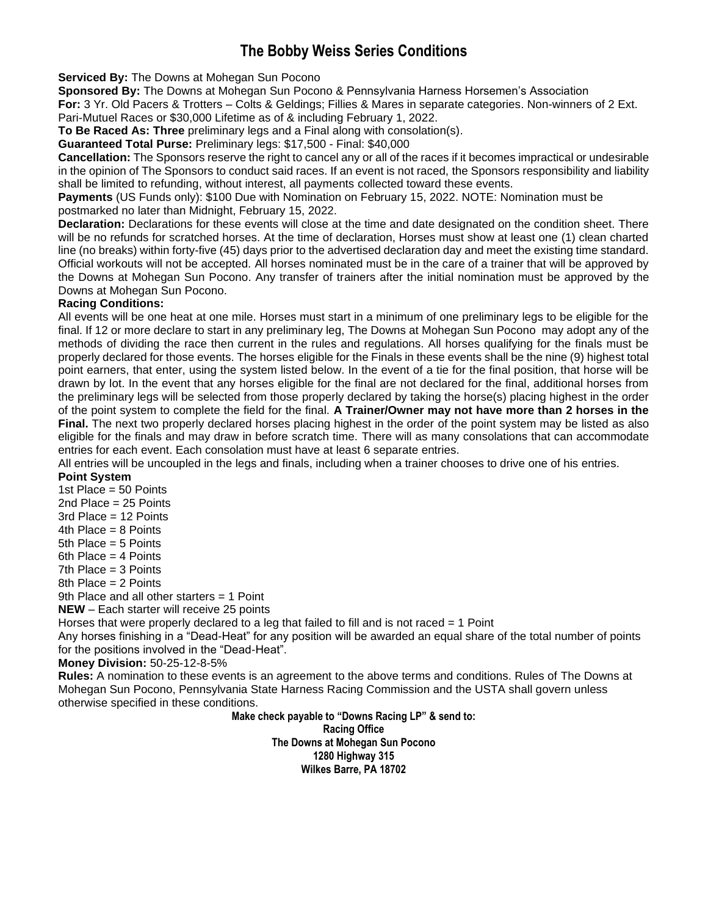# The Bobby Weiss Series Conditions

**Serviced By:** The Downs at Mohegan Sun Pocono
**Sponsored By:** The Downs at Mohegan Sun Pocono & Pennsylvania Harness Horsemen's Association
**For:** 3 Yr. Old Pacers & Trotters – Colts & Geldings; Fillies & Mares in separate categories. Non-winners of 2 Ext. Pari-Mutuel Races or $30,000 Lifetime as of & including February 1, 2022.
**To Be Raced As: Three** preliminary legs and a Final along with consolation(s).
**Guaranteed Total Purse:** Preliminary legs: $17,500 - Final: $40,000
**Cancellation:** The Sponsors reserve the right to cancel any or all of the races if it becomes impractical or undesirable in the opinion of The Sponsors to conduct said races. If an event is not raced, the Sponsors responsibility and liability shall be limited to refunding, without interest, all payments collected toward these events.
**Payments** (US Funds only): $100 Due with Nomination on February 15, 2022. NOTE: Nomination must be postmarked no later than Midnight, February 15, 2022.
**Declaration:** Declarations for these events will close at the time and date designated on the condition sheet. There will be no refunds for scratched horses. At the time of declaration, Horses must show at least one (1) clean charted line (no breaks) within forty-five (45) days prior to the advertised declaration day and meet the existing time standard. Official workouts will not be accepted. All horses nominated must be in the care of a trainer that will be approved by the Downs at Mohegan Sun Pocono. Any transfer of trainers after the initial nomination must be approved by the Downs at Mohegan Sun Pocono.

**Racing Conditions:**

All events will be one heat at one mile. Horses must start in a minimum of one preliminary legs to be eligible for the final. If 12 or more declare to start in any preliminary leg, The Downs at Mohegan Sun Pocono may adopt any of the methods of dividing the race then current in the rules and regulations. All horses qualifying for the finals must be properly declared for those events. The horses eligible for the Finals in these events shall be the nine (9) highest total point earners, that enter, using the system listed below. In the event of a tie for the final position, that horse will be drawn by lot. In the event that any horses eligible for the final are not declared for the final, additional horses from the preliminary legs will be selected from those properly declared by taking the horse(s) placing highest in the order of the point system to complete the field for the final. **A Trainer/Owner may not have more than 2 horses in the Final.** The next two properly declared horses placing highest in the order of the point system may be listed as also eligible for the finals and may draw in before scratch time. There will as many consolations that can accommodate entries for each event. Each consolation must have at least 6 separate entries.

All entries will be uncoupled in the legs and finals, including when a trainer chooses to drive one of his entries.

**Point System**

1st Place = 50 Points
2nd Place = 25 Points
3rd Place = 12 Points
4th Place = 8 Points
5th Place = 5 Points
6th Place = 4 Points
7th Place = 3 Points
8th Place = 2 Points
9th Place and all other starters = 1 Point
**NEW** – Each starter will receive 25 points
Horses that were properly declared to a leg that failed to fill and is not raced = 1 Point
Any horses finishing in a "Dead-Heat" for any position will be awarded an equal share of the total number of points for the positions involved in the "Dead-Heat".

**Money Division:** 50-25-12-8-5%

**Rules:** A nomination to these events is an agreement to the above terms and conditions. Rules of The Downs at Mohegan Sun Pocono, Pennsylvania State Harness Racing Commission and the USTA shall govern unless otherwise specified in these conditions.

**Make check payable to "Downs Racing LP" & send to:**
**Racing Office**
**The Downs at Mohegan Sun Pocono**
**1280 Highway 315**
**Wilkes Barre, PA 18702**